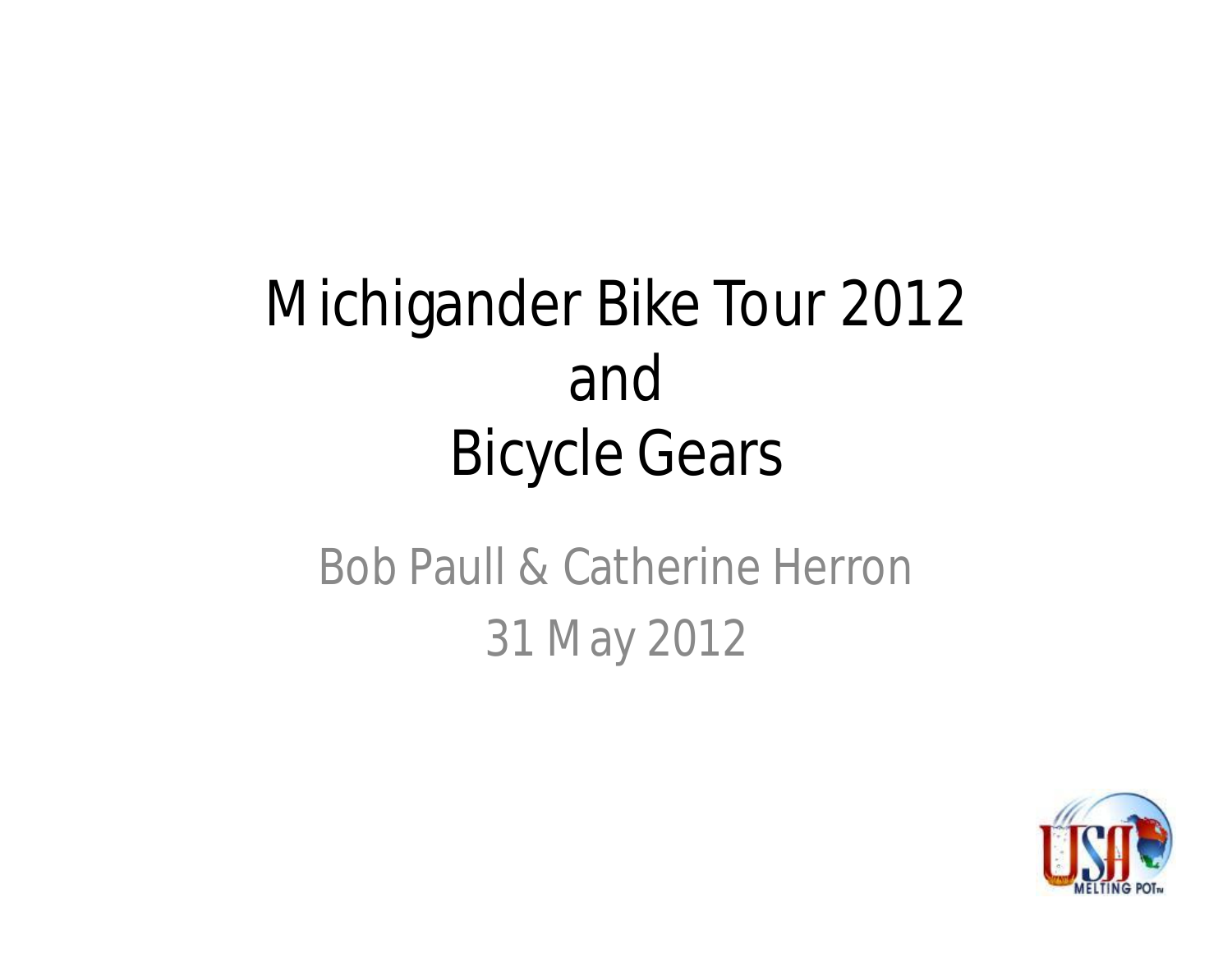# Michigander Bike Tour 2012 and Bicycle Gears

Bob Paull & Catherine Herron

31 May 2012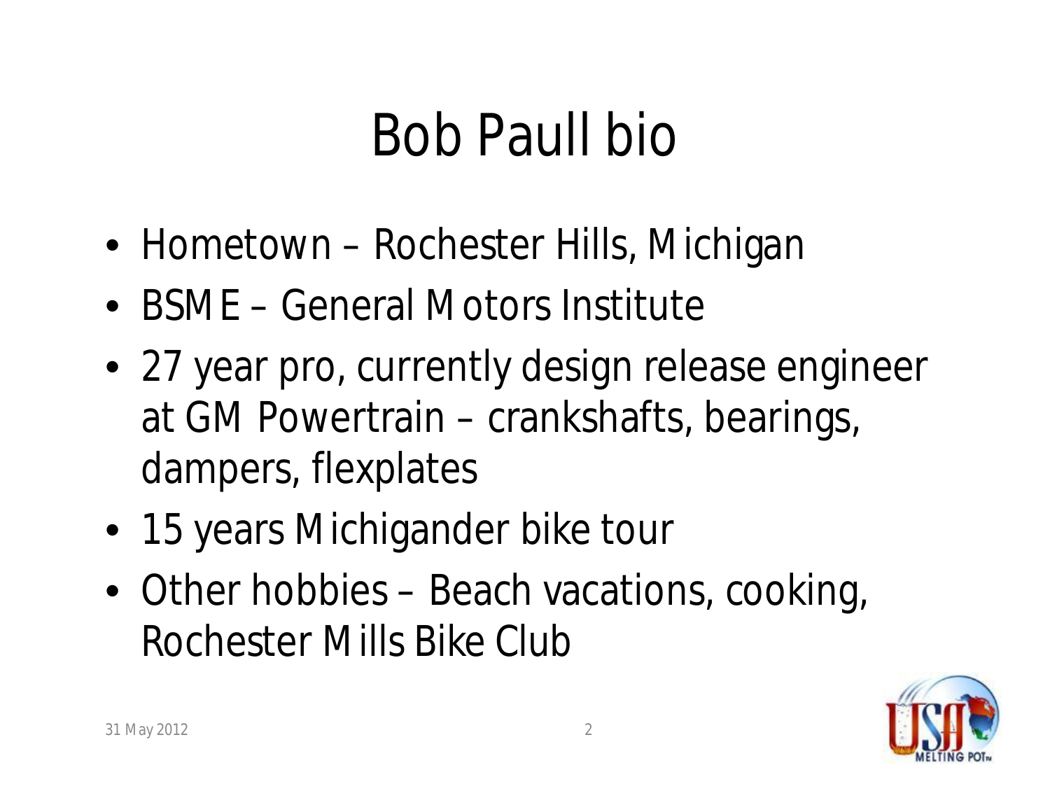# Bob Paull bio

- Hometown – Rochester Hills, Michigan
- BSME – General Motors Institute
- 27 year pro, currently design release engineer at GM Powertrain – crankshafts, bearings, dampers, flexplates
- 15 years Michigander bike tour
- Other hobbies – Beach vacations, cooking, Rochester Mills Bike Club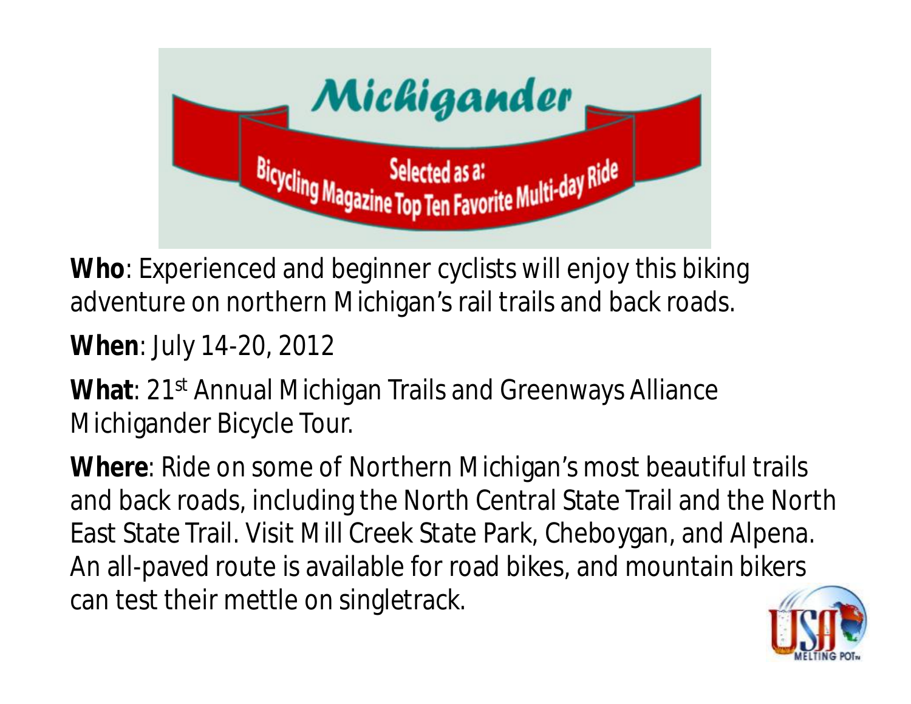Michigander

Selected as a: Bicycling Magazine Top Ten Favorite Multi-day Ride

**Who**: Experienced and beginner cyclists will enjoy this biking adventure on northern Michigan's rail trails and back roads.

**When**: July 14-20, 2012

**What**: 21st Annual Michigan Trails and Greenways Alliance Michigander Bicycle Tour.

**Where**: Ride on some of Northern Michigan's most beautiful trails and back roads, including the North Central State Trail and the North East State Trail. Visit Mill Creek State Park, Cheboygan, and Alpena. An all-paved route is available for road bikes, and mountain bikers can test their mettle on singletrack.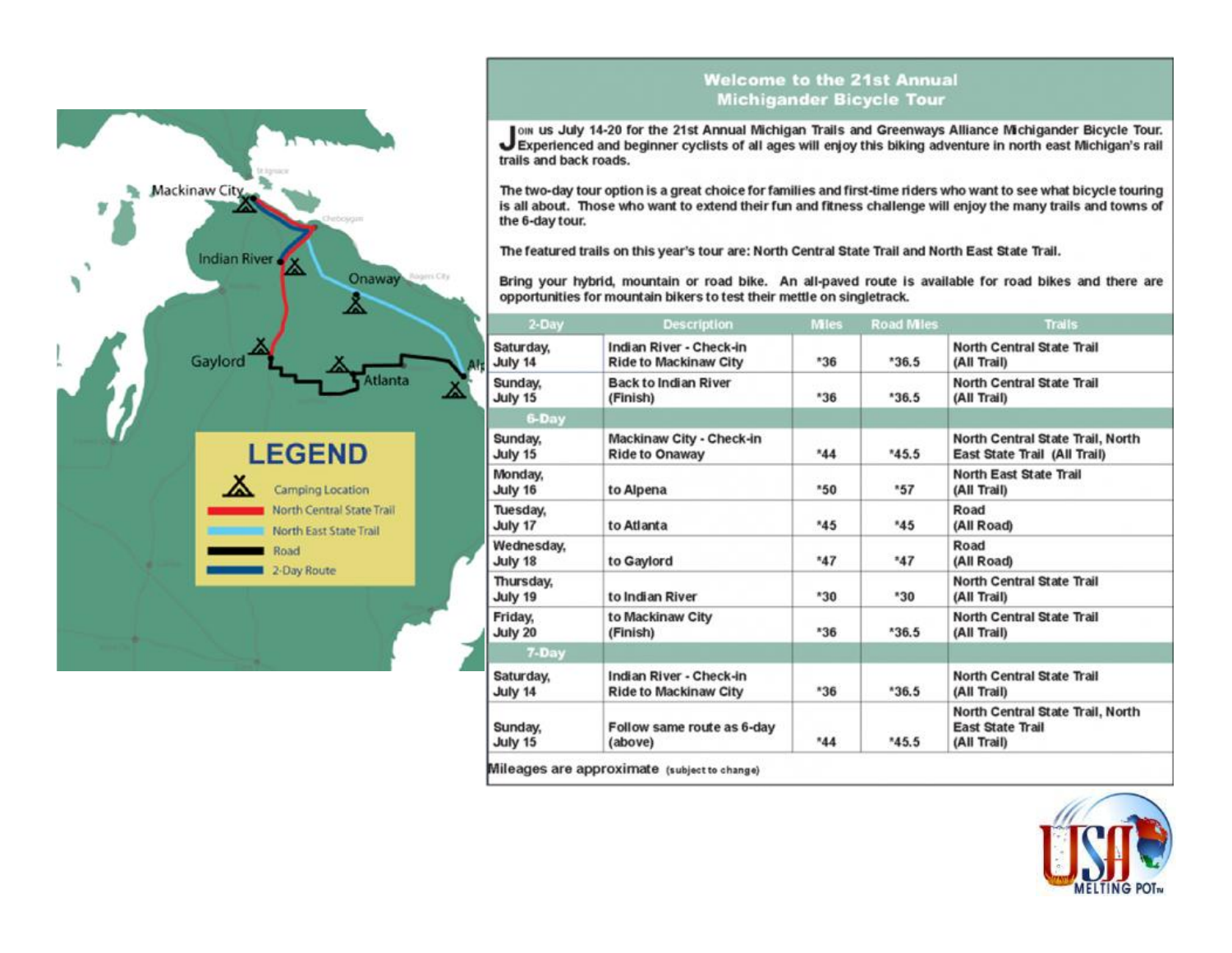## Welcome to the 21st Annual Michigander Bicycle Tour

Join us July 14-20 for the 21st Annual Michigan Trails and Greenways Alliance Michigander Bicycle Tour. Experienced and beginner cyclists of all ages will enjoy this biking adventure in north east Michigan's rail trails and back roads.

The two-day tour option is a great choice for families and first-time riders who want to see what bicycle touring is all about. Those who want to extend their fun and fitness challenge will enjoy the many trails and towns of the 6-day tour.

The featured trails on this year's tour are: North Central State Trail and North East State Trail.

Bring your hybrid, mountain or road bike. An all-paved route is available for road bikes and there are opportunities for mountain bikers to test their mettle on singletrack.

| 2-Day | Description | Miles | Road Miles | Trails |
|---|---|---|---|---|
| Saturday, July 14 | Indian River - Check-in Ride to Mackinaw City | *36 | *36.5 | North Central State Trail (All Trail) |
| Sunday, July 15 | Back to Indian River (Finish) | *36 | *36.5 | North Central State Trail (All Trail) |
| **6-Day** | | | | |
| Sunday, July 15 | Mackinaw City - Check-in Ride to Onaway | *44 | *45.5 | North Central State Trail, North East State Trail (All Trail) |
| Monday, July 16 | to Alpena | *50 | *57 | North East State Trail (All Trail) |
| Tuesday, July 17 | to Atlanta | *45 | *45 | Road (All Road) |
| Wednesday, July 18 | to Gaylord | *47 | *47 | Road (All Road) |
| Thursday, July 19 | to Indian River | *30 | *30 | North Central State Trail (All Trail) |
| Friday, July 20 | to Mackinaw City (Finish) | *36 | *36.5 | North Central State Trail (All Trail) |
| **7-Day** | | | | |
| Saturday, July 14 | Indian River - Check-in Ride to Mackinaw City | *36 | *36.5 | North Central State Trail (All Trail) |
| Sunday, July 15 | Follow same route as 6-day (above) | *44 | *45.5 | North Central State Trail, North East State Trail (All Trail) |

Mileages are approximate (subject to change)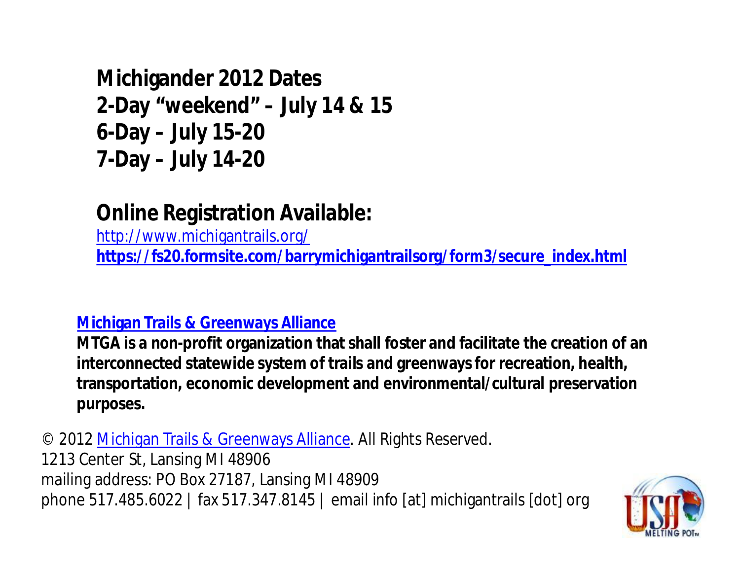**Michigander 2012 Dates**
**2-Day “weekend” – July 14 & 15**
**6-Day – July 15-20**
**7-Day – July 14-20**

**Online Registration Available:**
[http://www.michigantrails.org/](http://www.michigantrails.org/)
**[https://fs20.formsite.com/barrymichigantrailsorg/form3/secure_index.html](https://fs20.formsite.com/barrymichigantrailsorg/form3/secure_index.html)**

**[Michigan Trails & Greenways Alliance]()**
**MTGA is a non-profit organization that shall foster and facilitate the creation of an interconnected statewide system of trails and greenways for recreation, health, transportation, economic development and environmental/cultural preservation purposes.**

© 2012 [Michigan Trails & Greenways Alliance](). All Rights Reserved.
1213 Center St, Lansing MI 48906
mailing address: PO Box 27187, Lansing MI 48909
phone 517.485.6022 | fax 517.347.8145 | email info [at] michigantrails [dot] org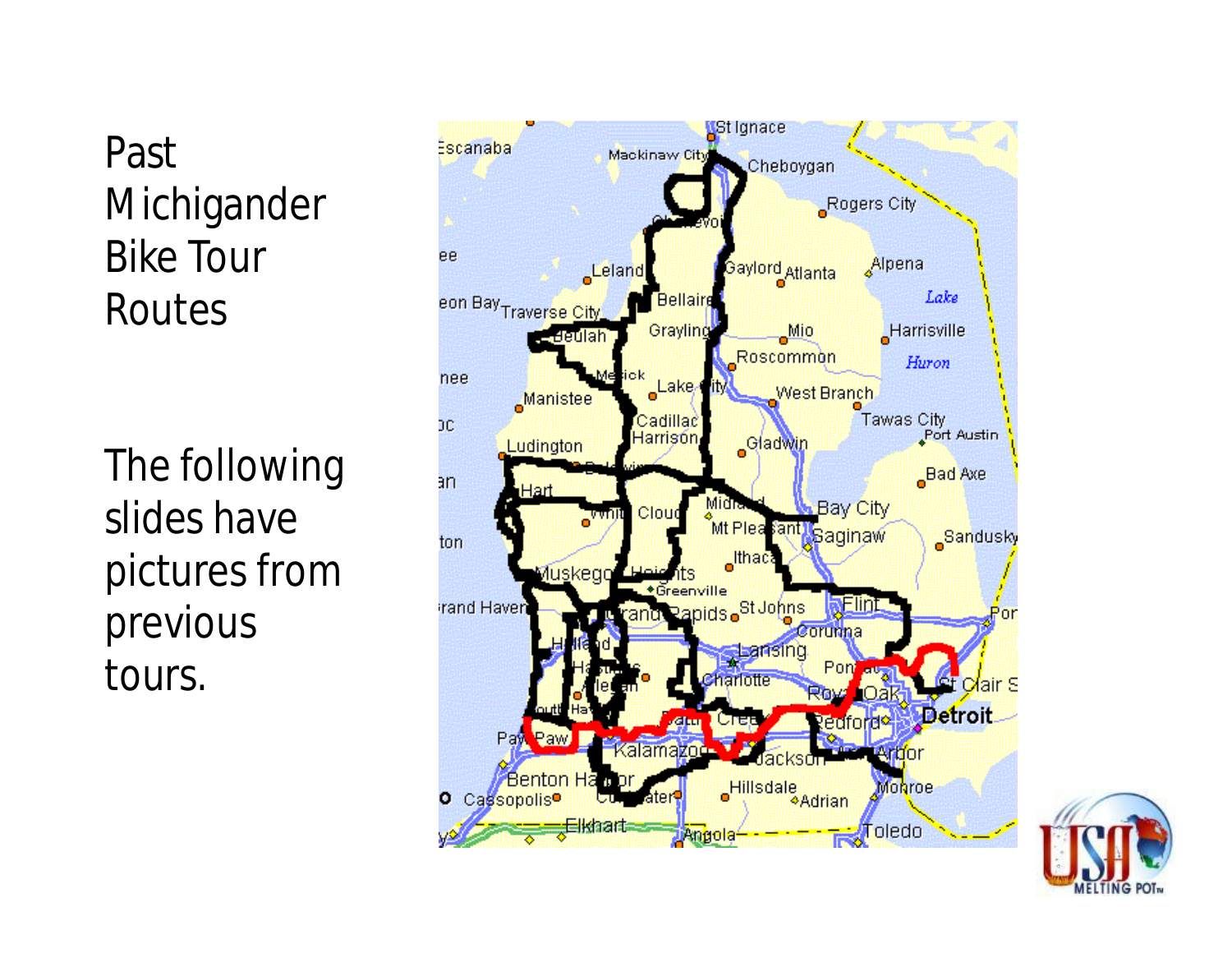# Past Michigander Bike Tour Routes

The following slides have pictures from previous tours.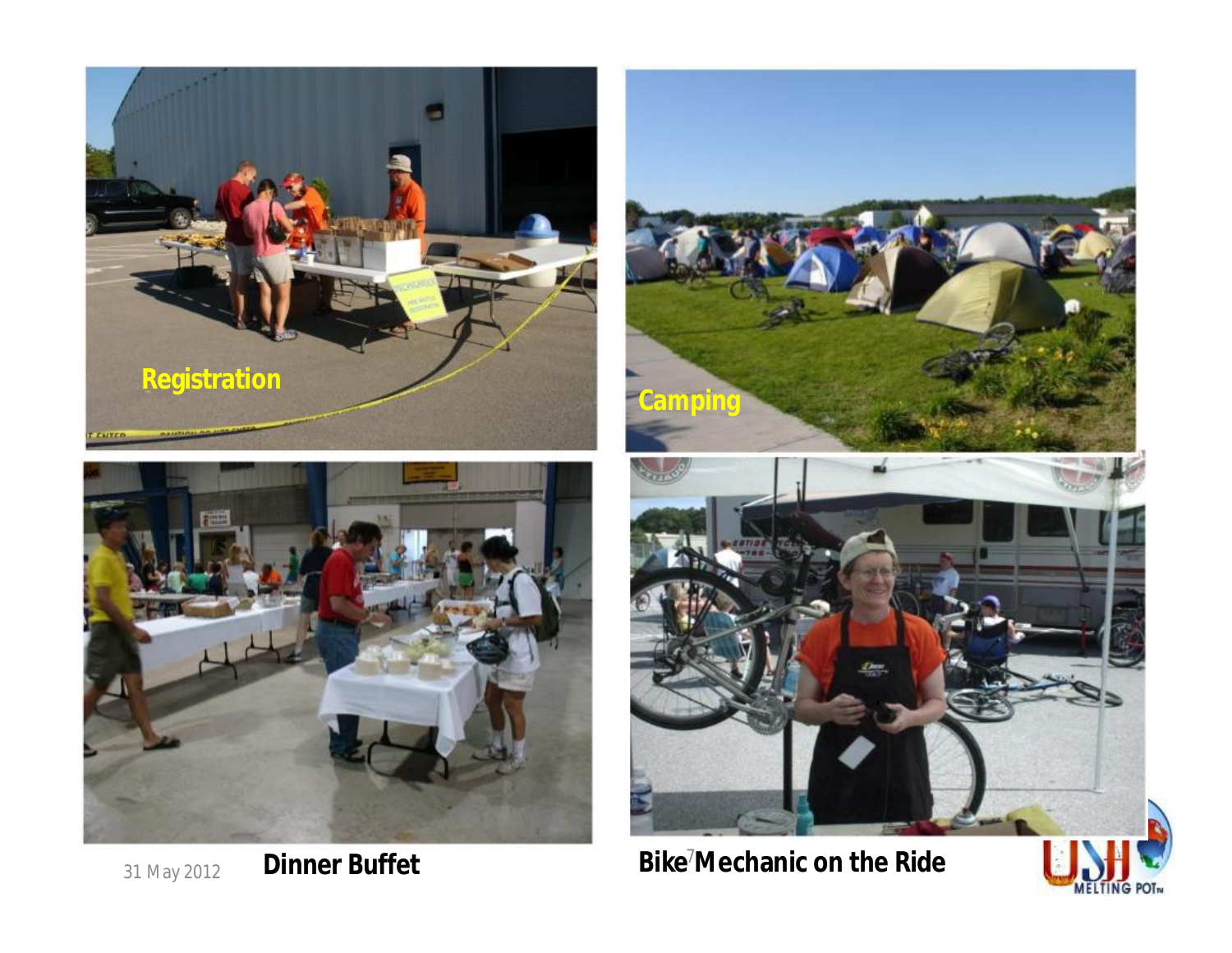Registration

Camping

Dinner Buffet

Bike Mechanic on the Ride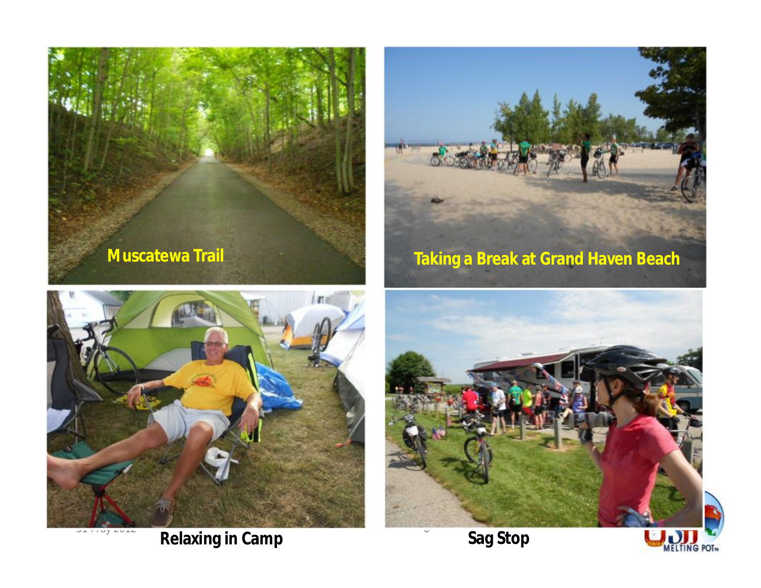Muscatewa Trail

Taking a Break at Grand Haven Beach

Relaxing in Camp

Sag Stop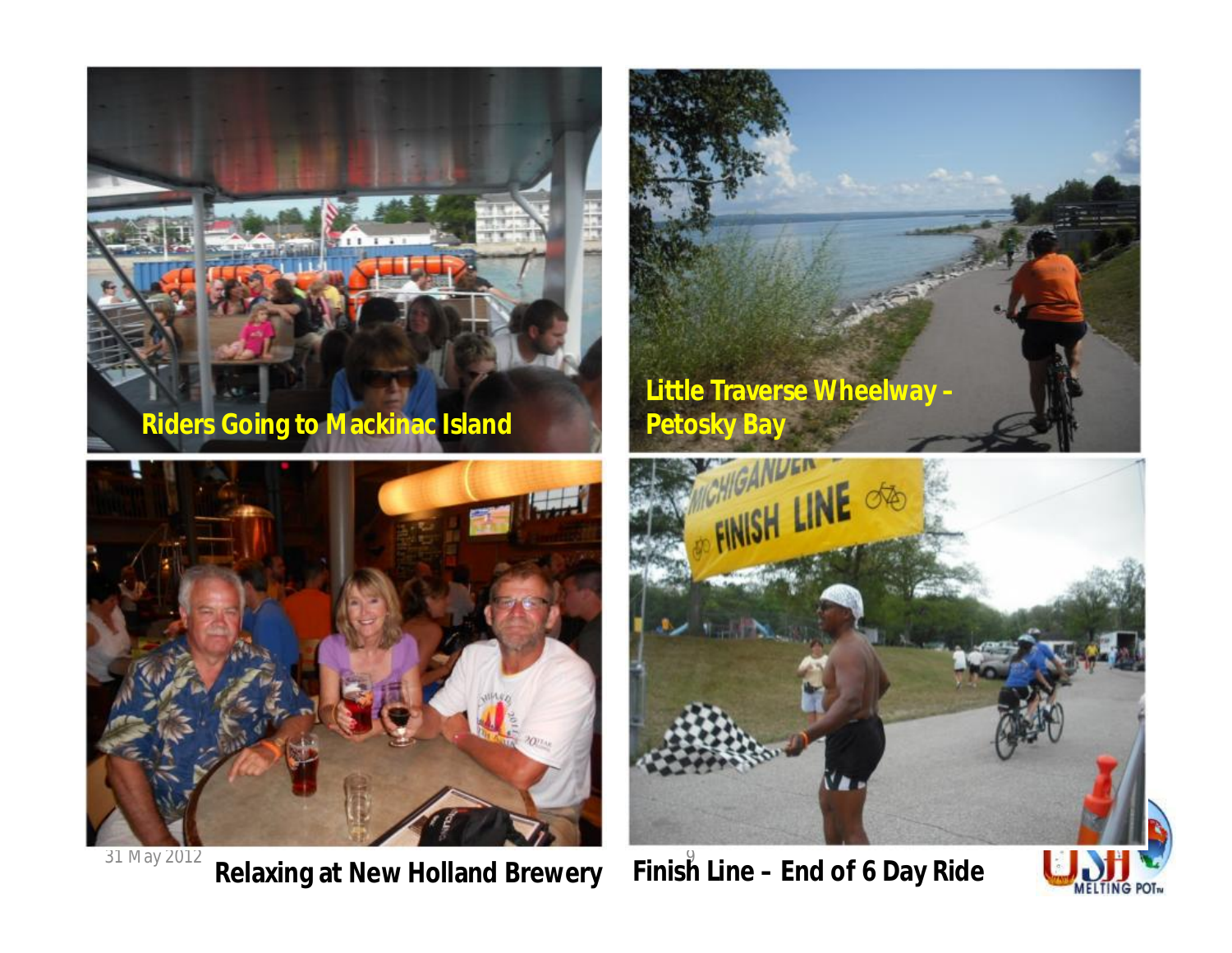Riders Going to Mackinac Island

Little Traverse Wheelway – Petosky Bay

Relaxing at New Holland Brewery

Finish Line – End of 6 Day Ride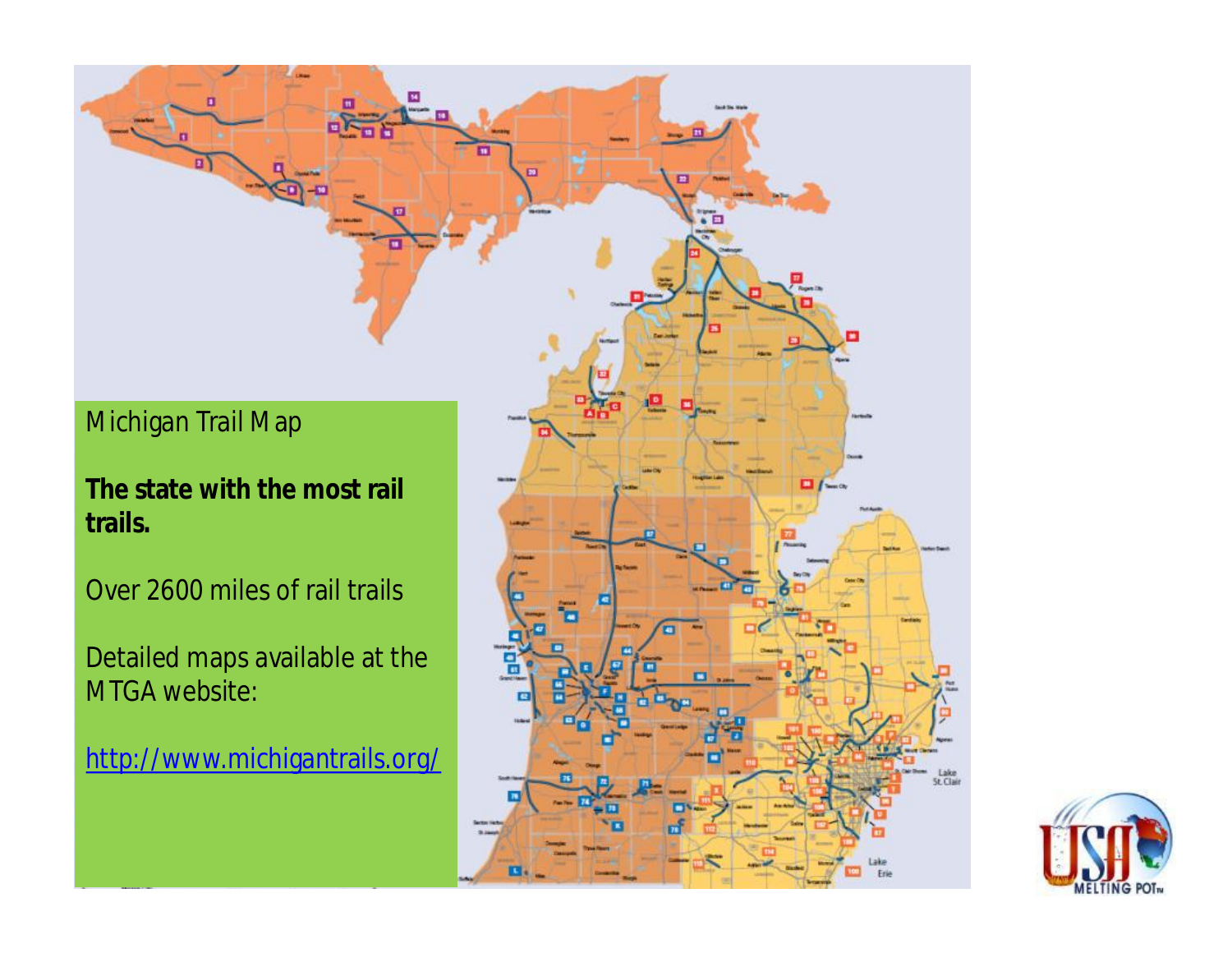Michigan Trail Map

**The state with the most rail trails.**

Over 2600 miles of rail trails

Detailed maps available at the MTGA website:

[http://www.michigantrails.org/](http://www.michigantrails.org/)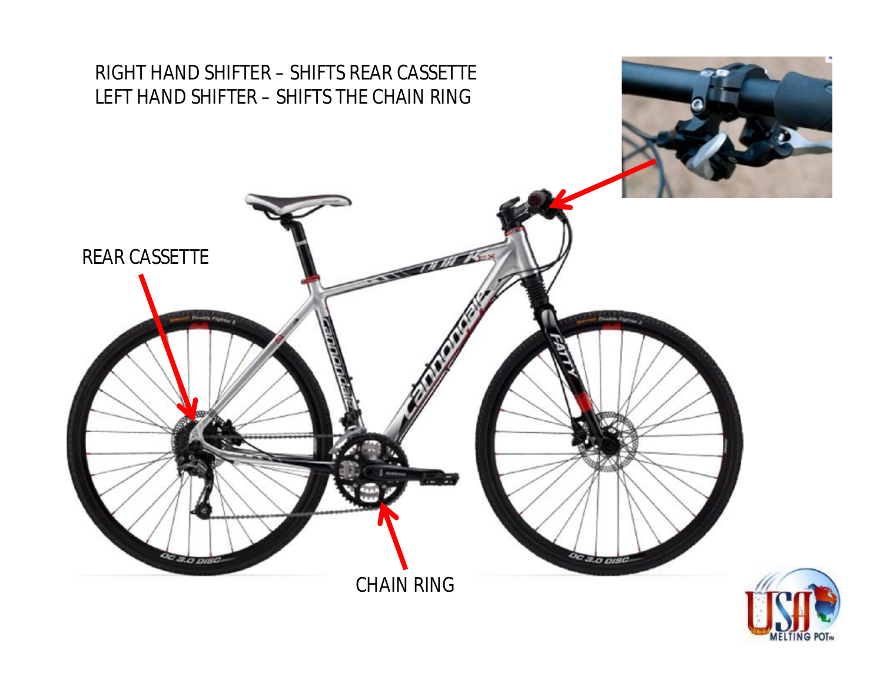RIGHT HAND SHIFTER – SHIFTS REAR CASSETTE
LEFT HAND SHIFTER – SHIFTS THE CHAIN RING

REAR CASSETTE

CHAIN RING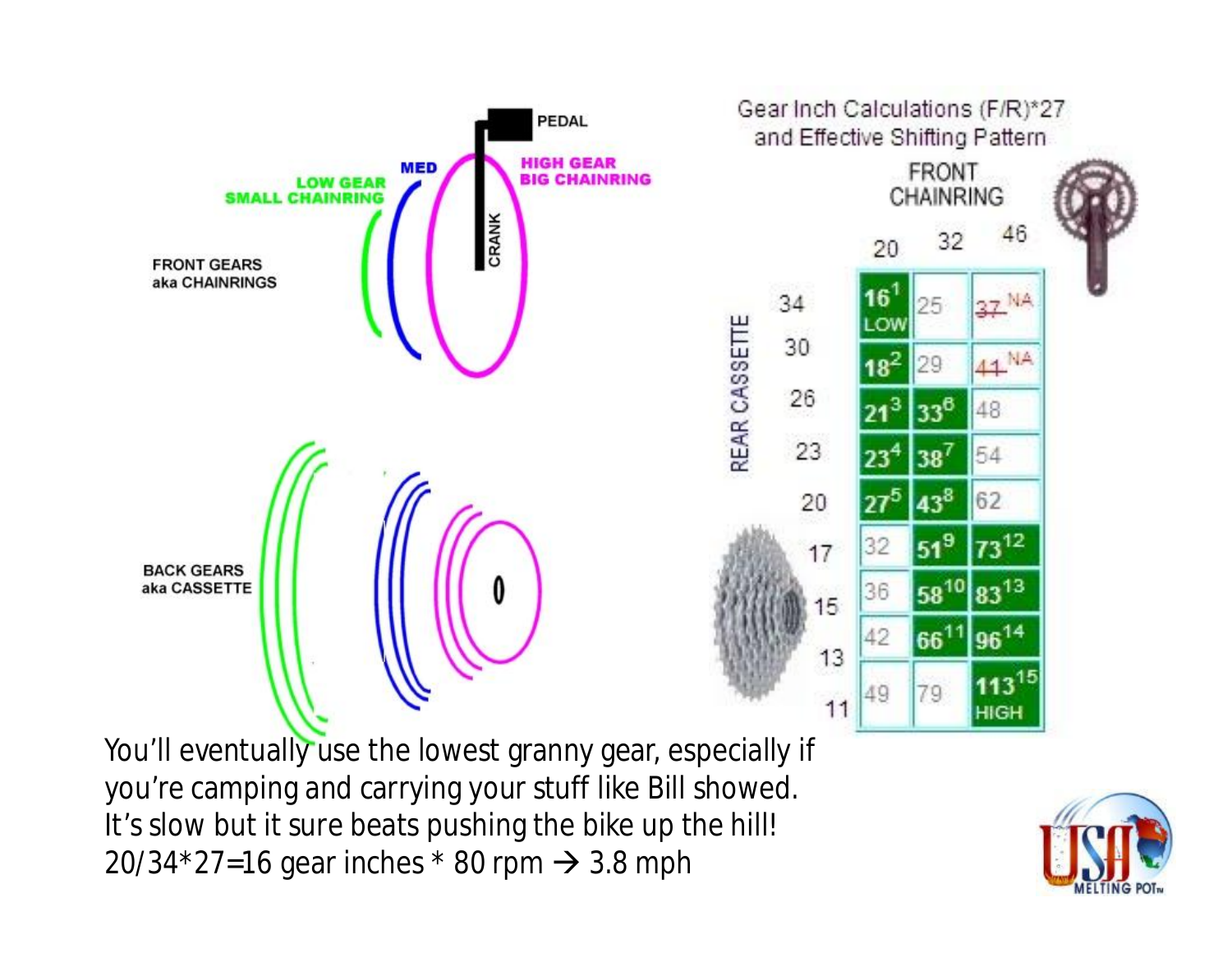FRONT GEARS
aka CHAINRINGS

LOW GEAR
SMALL CHAINRING

MED

HIGH GEAR
BIG CHAINRING

PEDAL

CRANK

BACK GEARS
aka CASSETTE

Gear Inch Calculations (F/R)*27
and Effective Shifting Pattern

| REAR CASSETTE | FRONT CHAINRING 20 | 32 | 46 |
|---|---|---|---|
| 34 | 16[1] LOW | 25 | ~~37~~ NA |
| 30 | 18[2] | 29 | ~~41~~ NA |
| 26 | 21[3] | 33[6] | 48 |
| 23 | 23[4] | 38[7] | 54 |
| 20 | 27[5] | 43[8] | 62 |
| 17 | 32 | 51[9] | 73[12] |
| 15 | 36 | 58[10] | 83[13] |
| 13 | 42 | 66[11] | 96[14] |
| 11 | 49 | 79 | 113[15] HIGH |

You'll eventually use the lowest granny gear, especially if you're camping and carrying your stuff like Bill showed. It's slow but it sure beats pushing the bike up the hill!
20/34*27=16 gear inches * 80 rpm → 3.8 mph